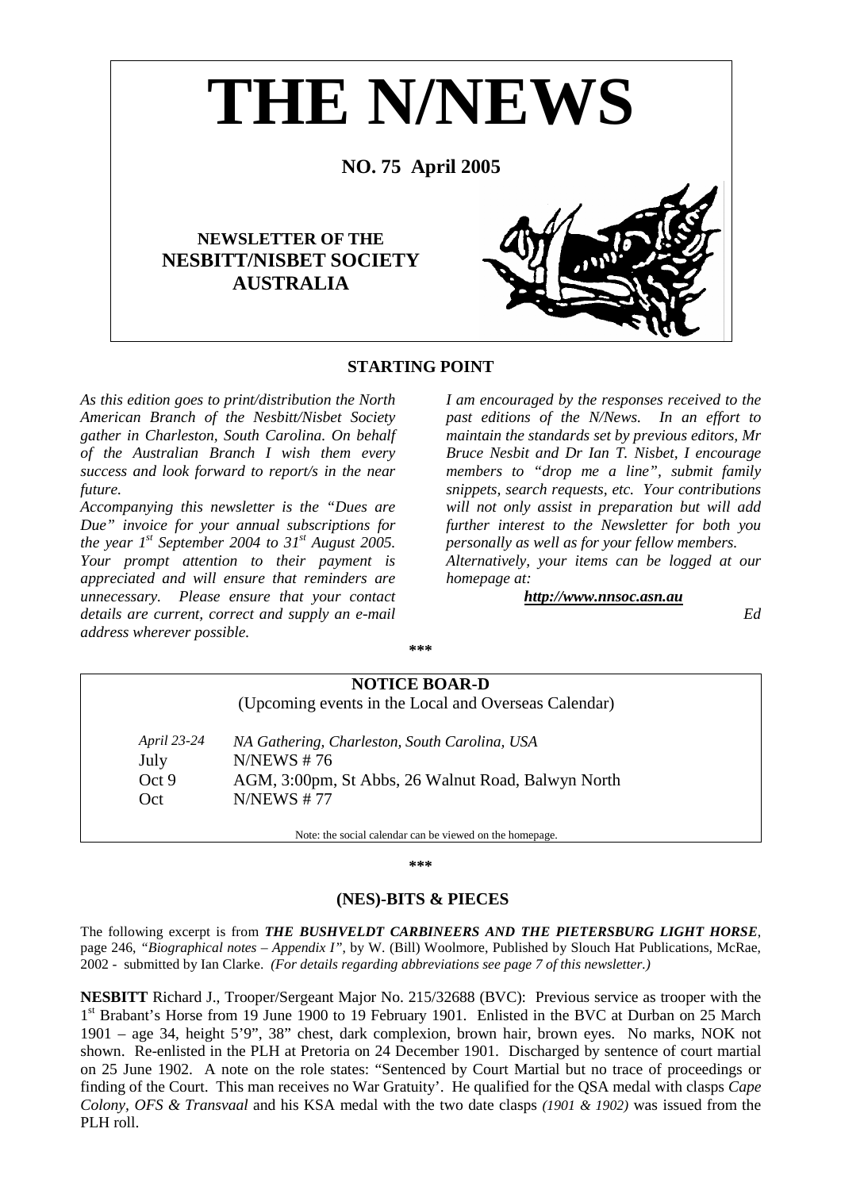# THE N/NEWS

**NO. 75 April 2005**

**NEWSLETTER OF THE NESBITT/NISBET SOCIETY AUSTRALIA**

## STARTING POINT

*As this edition goes to print/distribution the North American Branch of the Nesbitt/Nisbet Society gather in Charleston, South Carolina. On behalf of the Australian Branch I wish them every success and look forward to report/s in the near future.*

*Accompanying this newsletter is the "Dues are Due" invoice for your annual subscriptions for the year 1st September 2004 to 31st August 2005. Your prompt attention to their payment is appreciated and will ensure that reminders are unnecessary. Please ensure that your contact details are current, correct and supply an e-mail address wherever possible.*

*I am encouraged by the responses received to the past editions of the N/News. In an effort to maintain the standards set by previous editors, Mr Bruce Nesbit and Dr Ian T. Nisbet, I encourage members to "drop me a line", submit family snippets, search requests, etc. Your contributions will not only assist in preparation but will add further interest to the Newsletter for both you personally as well as for your fellow members.*

*Alternatively, your items can be logged at our homepage at:*

***http://www.nnsoc.asn.au***

*Ed*

\*\*\*

## NOTICE BOAR-D

(Upcoming events in the Local and Overseas Calendar)

| | |
|---|---|
| *April 23-24* | *NA Gathering, Charleston, South Carolina, USA* |
| July | N/NEWS # 76 |
| Oct 9 | AGM, 3:00pm, St Abbs, 26 Walnut Road, Balwyn North |
| Oct | N/NEWS # 77 |

Note: the social calendar can be viewed on the homepage.

\*\*\*

## (NES)-BITS & PIECES

The following excerpt is from ***THE BUSHVELDT CARBINEERS AND THE PIETERSBURG LIGHT HORSE***, page 246, *"Biographical notes – Appendix I"*, by W. (Bill) Woolmore, Published by Slouch Hat Publications, McRae, 2002 - submitted by Ian Clarke. *(For details regarding abbreviations see page 7 of this newsletter.)*

**NESBITT** Richard J., Trooper/Sergeant Major No. 215/32688 (BVC): Previous service as trooper with the 1st Brabant's Horse from 19 June 1900 to 19 February 1901. Enlisted in the BVC at Durban on 25 March 1901 – age 34, height 5'9", 38" chest, dark complexion, brown hair, brown eyes. No marks, NOK not shown. Re-enlisted in the PLH at Pretoria on 24 December 1901. Discharged by sentence of court martial on 25 June 1902. A note on the role states: "Sentenced by Court Martial but no trace of proceedings or finding of the Court. This man receives no War Gratuity'. He qualified for the QSA medal with clasps *Cape Colony, OFS & Transvaal* and his KSA medal with the two date clasps *(1901 & 1902)* was issued from the PLH roll.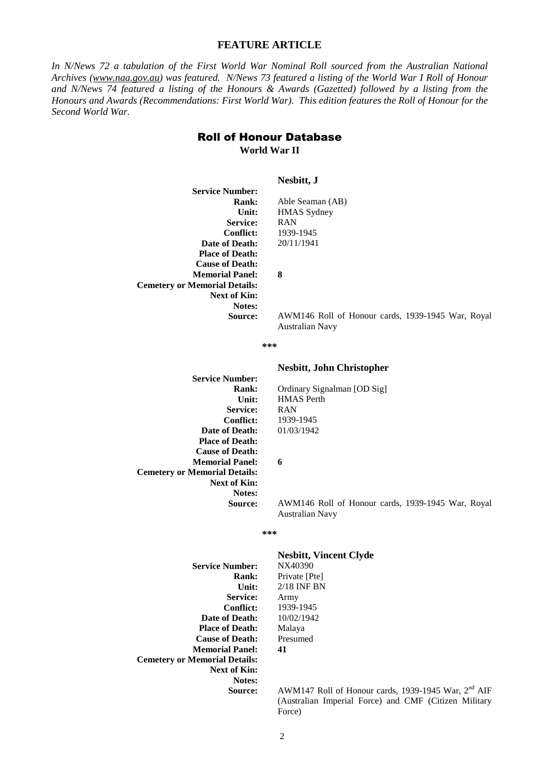## FEATURE ARTICLE

*In N/News 72 a tabulation of the First World War Nominal Roll sourced from the Australian National Archives (www.naa.gov.au) was featured. N/News 73 featured a listing of the World War I Roll of Honour and N/News 74 featured a listing of the Honours & Awards (Gazetted) followed by a listing from the Honours and Awards (Recommendations: First World War). This edition features the Roll of Honour for the Second World War.*

# Roll of Honour Database

**World War II**

### Nesbitt, J

| | |
|---|---|
| **Service Number:** | |
| **Rank:** | Able Seaman (AB) |
| **Unit:** | HMAS Sydney |
| **Service:** | RAN |
| **Conflict:** | 1939-1945 |
| **Date of Death:** | 20/11/1941 |
| **Place of Death:** | |
| **Cause of Death:** | |
| **Memorial Panel:** | **8** |
| **Cemetery or Memorial Details:** | |
| **Next of Kin:** | |
| **Notes:** | |
| **Source:** | AWM146 Roll of Honour cards, 1939-1945 War, Royal Australian Navy |

\*\*\*

### Nesbitt, John Christopher

| | |
|---|---|
| **Service Number:** | |
| **Rank:** | Ordinary Signalman [OD Sig] |
| **Unit:** | HMAS Perth |
| **Service:** | RAN |
| **Conflict:** | 1939-1945 |
| **Date of Death:** | 01/03/1942 |
| **Place of Death:** | |
| **Cause of Death:** | |
| **Memorial Panel:** | **6** |
| **Cemetery or Memorial Details:** | |
| **Next of Kin:** | |
| **Notes:** | |
| **Source:** | AWM146 Roll of Honour cards, 1939-1945 War, Royal Australian Navy |

\*\*\*

### Nesbitt, Vincent Clyde

| | |
|---|---|
| **Service Number:** | NX40390 |
| **Rank:** | Private [Pte] |
| **Unit:** | 2/18 INF BN |
| **Service:** | Army |
| **Conflict:** | 1939-1945 |
| **Date of Death:** | 10/02/1942 |
| **Place of Death:** | Malaya |
| **Cause of Death:** | Presumed |
| **Memorial Panel:** | **41** |
| **Cemetery or Memorial Details:** | |
| **Next of Kin:** | |
| **Notes:** | |
| **Source:** | AWM147 Roll of Honour cards, 1939-1945 War, 2nd AIF (Australian Imperial Force) and CMF (Citizen Military Force) |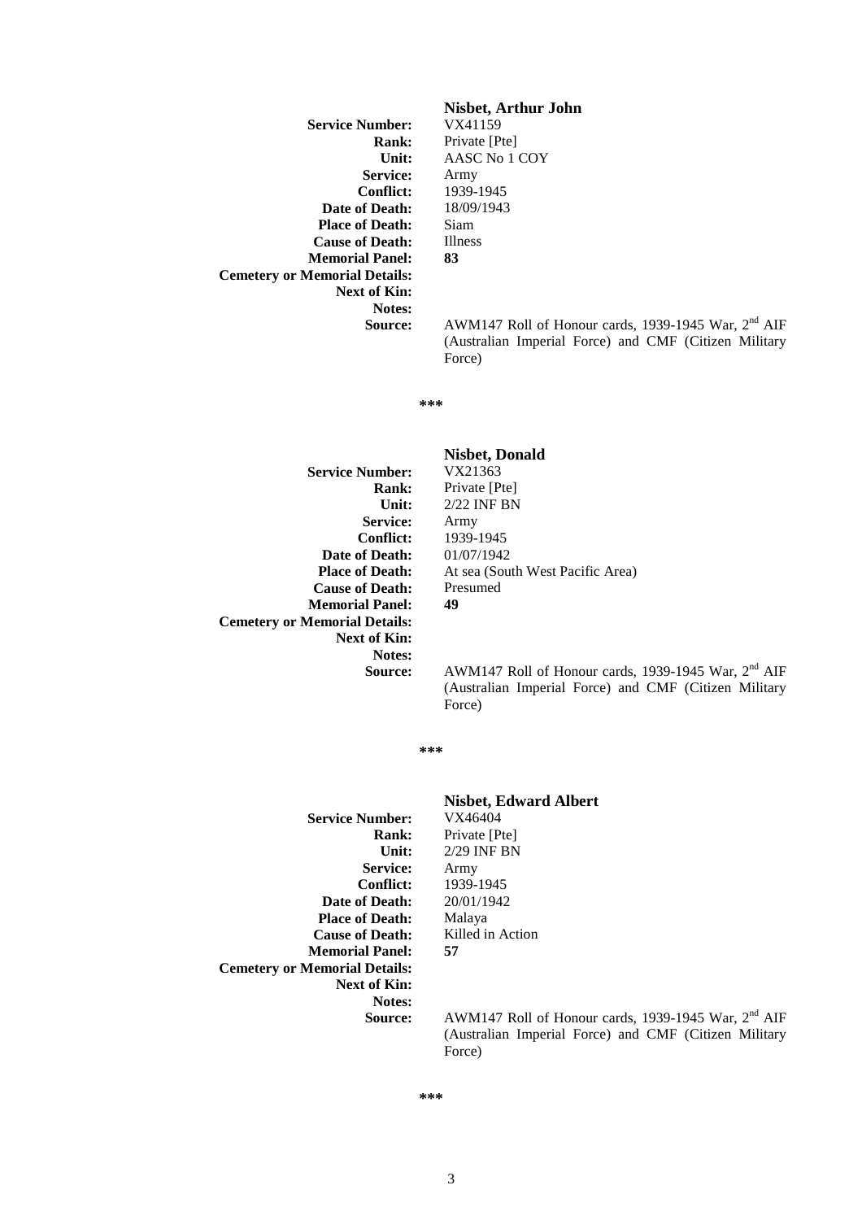### Nisbet, Arthur John

**Service Number:** VX41159
**Rank:** Private [Pte]
**Unit:** AASC No 1 COY
**Service:** Army
**Conflict:** 1939-1945
**Date of Death:** 18/09/1943
**Place of Death:** Siam
**Cause of Death:** Illness
**Memorial Panel:** **83**
**Cemetery or Memorial Details:**
**Next of Kin:**
**Notes:**
**Source:** AWM147 Roll of Honour cards, 1939-1945 War, 2nd AIF (Australian Imperial Force) and CMF (Citizen Military Force)

***

### Nisbet, Donald

**Service Number:** VX21363
**Rank:** Private [Pte]
**Unit:** 2/22 INF BN
**Service:** Army
**Conflict:** 1939-1945
**Date of Death:** 01/07/1942
**Place of Death:** At sea (South West Pacific Area)
**Cause of Death:** Presumed
**Memorial Panel:** **49**
**Cemetery or Memorial Details:**
**Next of Kin:**
**Notes:**
**Source:** AWM147 Roll of Honour cards, 1939-1945 War, 2nd AIF (Australian Imperial Force) and CMF (Citizen Military Force)

***

### Nisbet, Edward Albert

**Service Number:** VX46404
**Rank:** Private [Pte]
**Unit:** 2/29 INF BN
**Service:** Army
**Conflict:** 1939-1945
**Date of Death:** 20/01/1942
**Place of Death:** Malaya
**Cause of Death:** Killed in Action
**Memorial Panel:** **57**
**Cemetery or Memorial Details:**
**Next of Kin:**
**Notes:**
**Source:** AWM147 Roll of Honour cards, 1939-1945 War, 2nd AIF (Australian Imperial Force) and CMF (Citizen Military Force)

***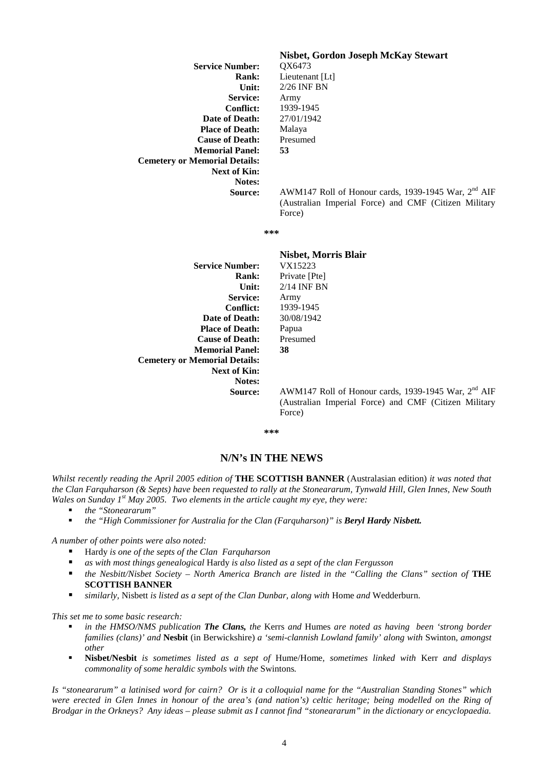**Nisbet, Gordon Joseph McKay Stewart**

**Service Number:** QX6473
**Rank:** Lieutenant [Lt]
**Unit:** 2/26 INF BN
**Service:** Army
**Conflict:** 1939-1945
**Date of Death:** 27/01/1942
**Place of Death:** Malaya
**Cause of Death:** Presumed
**Memorial Panel:** **53**
**Cemetery or Memorial Details:**
**Next of Kin:**
**Notes:**
**Source:** AWM147 Roll of Honour cards, 1939-1945 War, 2nd AIF (Australian Imperial Force) and CMF (Citizen Military Force)

\*\*\*

**Nisbet, Morris Blair**

**Service Number:** VX15223
**Rank:** Private [Pte]
**Unit:** 2/14 INF BN
**Service:** Army
**Conflict:** 1939-1945
**Date of Death:** 30/08/1942
**Place of Death:** Papua
**Cause of Death:** Presumed
**Memorial Panel:** **38**
**Cemetery or Memorial Details:**
**Next of Kin:**
**Notes:**
**Source:** AWM147 Roll of Honour cards, 1939-1945 War, 2nd AIF (Australian Imperial Force) and CMF (Citizen Military Force)

\*\*\*

## N/N's IN THE NEWS

*Whilst recently reading the April 2005 edition of* **THE SCOTTISH BANNER** (Australasian edition) *it was noted that the Clan Farquharson (& Septs) have been requested to rally at the Stoneararum, Tynwald Hill, Glen Innes, New South Wales on Sunday 1st May 2005. Two elements in the article caught my eye, they were:*

- *the "Stoneararum"*
- *the "High Commissioner for Australia for the Clan (Farquharson)" is **Beryl Hardy Nisbett.***

*A number of other points were also noted:*

- Hardy *is one of the septs of the Clan Farquharson*
- *as with most things genealogical* Hardy *is also listed as a sept of the clan Fergusson*
- *the Nesbitt/Nisbet Society – North America Branch are listed in the "Calling the Clans" section of* **THE SCOTTISH BANNER**
- *similarly,* Nisbett *is listed as a sept of the Clan Dunbar, along with* Home *and* Wedderburn.

*This set me to some basic research:*

- *in the HMSO/NMS publication **The Clans,** the* Kerrs *and* Humes *are noted as having been 'strong border families (clans)' and* **Nesbit** (in Berwickshire) *a 'semi-clannish Lowland family' along with* Swinton*, amongst other*
- **Nisbet/Nesbit** *is sometimes listed as a sept of* Hume/Home*, sometimes linked with* Kerr *and displays commonality of some heraldic symbols with the* Swintons*.*

*Is "stoneararum" a latinised word for cairn? Or is it a colloquial name for the "Australian Standing Stones" which were erected in Glen Innes in honour of the area's (and nation's) celtic heritage; being modelled on the Ring of Brodgar in the Orkneys? Any ideas – please submit as I cannot find "stoneararum" in the dictionary or encyclopaedia.*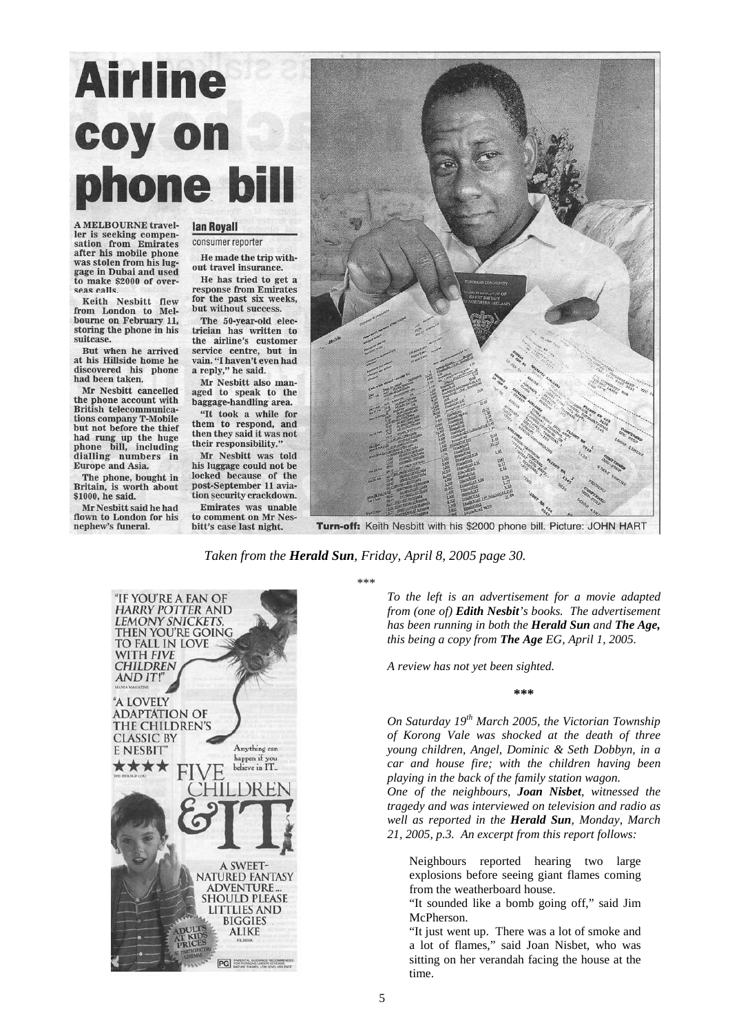# Airline coy on phone bill

**Ian Royall**
consumer reporter

**A MELBOURNE traveller is seeking compensation from Emirates after his mobile phone was stolen from his luggage in Dubai and used to make $2000 of overseas calls.**

Keith Nesbitt flew from London to Melbourne on February 11, storing the phone in his suitcase.

But when he arrived at his Hillside home he discovered his phone had been taken.

Mr Nesbitt cancelled the phone account with British telecommunications company T-Mobile but not before the thief had rung up the huge phone bill, including dialling numbers in Europe and Asia.

The phone, bought in Britain, is worth about $1000, he said.

Mr Nesbitt said he had flown to London for his nephew's funeral.

He made the trip without travel insurance.

He has tried to get a response from Emirates for the past six weeks, but without success.

The 50-year-old electrician has written to the airline's customer service centre, but in vain. "I haven't even had a reply," he said.

Mr Nesbitt also managed to speak to the baggage-handling area.

"It took a while for them to respond, and then they said it was not their responsibility."

Mr Nesbitt was told his luggage could not be locked because of the post-September 11 aviation security crackdown.

Emirates was unable to comment on Mr Nesbitt's case last night.

**Turn-off:** Keith Nesbitt with his $2000 phone bill. Picture: JOHN HART

*Taken from the **Herald Sun**, Friday, April 8, 2005 page 30.*

\*\*\*

*To the left is an advertisement for a movie adapted from (one of) **Edith Nesbit**'s books. The advertisement has been running in both the **Herald Sun** and **The Age,** this being a copy from **The Age** EG, April 1, 2005.*

*A review has not yet been sighted.*

**\*\*\***

*On Saturday 19th March 2005, the Victorian Township of Korong Vale was shocked at the death of three young children, Angel, Dominic & Seth Dobbyn, in a car and house fire; with the children having been playing in the back of the family station wagon.*

*One of the neighbours, **Joan Nisbet**, witnessed the tragedy and was interviewed on television and radio as well as reported in the **Herald Sun**, Monday, March 21, 2005, p.3. An excerpt from this report follows:*

> Neighbours reported hearing two large explosions before seeing giant flames coming from the weatherboard house.
>
> "It sounded like a bomb going off," said Jim McPherson.
>
> "It just went up. There was a lot of smoke and a lot of flames," said Joan Nisbet, who was sitting on her verandah facing the house at the time.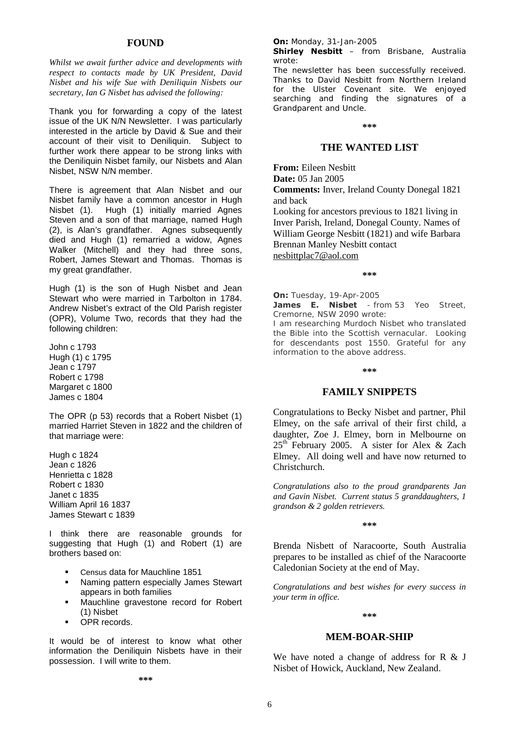## FOUND

*Whilst we await further advice and developments with respect to contacts made by UK President, David Nisbet and his wife Sue with Deniliquin Nisbets our secretary, Ian G Nisbet has advised the following:*

Thank you for forwarding a copy of the latest issue of the UK N/N Newsletter. I was particularly interested in the article by David & Sue and their account of their visit to Deniliquin. Subject to further work there appear to be strong links with the Deniliquin Nisbet family, our Nisbets and Alan Nisbet, NSW N/N member.

There is agreement that Alan Nisbet and our Nisbet family have a common ancestor in Hugh Nisbet (1). Hugh (1) initially married Agnes Steven and a son of that marriage, named Hugh (2), is Alan's grandfather. Agnes subsequently died and Hugh (1) remarried a widow, Agnes Walker (Mitchell) and they had three sons, Robert, James Stewart and Thomas. Thomas is my great grandfather.

Hugh (1) is the son of Hugh Nisbet and Jean Stewart who were married in Tarbolton in 1784. Andrew Nisbet's extract of the Old Parish register (OPR), Volume Two, records that they had the following children:

John c 1793
Hugh (1) c 1795
Jean c 1797
Robert c 1798
Margaret c 1800
James c 1804

The OPR (p 53) records that a Robert Nisbet (1) married Harriet Steven in 1822 and the children of that marriage were:

Hugh c 1824
Jean c 1826
Henrietta c 1828
Robert c 1830
Janet c 1835
William April 16 1837
James Stewart c 1839

I think there are reasonable grounds for suggesting that Hugh (1) and Robert (1) are brothers based on:

- Census data for Mauchline 1851
- Naming pattern especially James Stewart appears in both families
- Mauchline gravestone record for Robert (1) Nisbet
- OPR records.

It would be of interest to know what other information the Deniliquin Nisbets have in their possession. I will write to them.

\*\*\*

**On:** Monday, 31-Jan-2005
**Shirley Nesbitt** – from Brisbane, Australia wrote:
The newsletter has been successfully received. Thanks to David Nesbitt from Northern Ireland for the Ulster Covenant site. We enjoyed searching and finding the signatures of a Grandparent and Uncle.

\*\*\*

## THE WANTED LIST

**From:** Eileen Nesbitt
**Date:** 05 Jan 2005
**Comments:** Inver, Ireland County Donegal 1821 and back
Looking for ancestors previous to 1821 living in Inver Parish, Ireland, Donegal County. Names of William George Nesbitt (1821) and wife Barbara Brennan Manley Nesbitt contact nesbittplac7@aol.com

\*\*\*

**On:** Tuesday, 19-Apr-2005
**James E. Nisbet** - from 53 Yeo Street, Cremorne, NSW 2090 wrote:
I am researching Murdoch Nisbet who translated the Bible into the Scottish vernacular. Looking for descendants post 1550. Grateful for any information to the above address.

\*\*\*

## FAMILY SNIPPETS

Congratulations to Becky Nisbet and partner, Phil Elmey, on the safe arrival of their first child, a daughter, Zoe J. Elmey, born in Melbourne on 25th February 2005. A sister for Alex & Zach Elmey. All doing well and have now returned to Christchurch.

*Congratulations also to the proud grandparents Jan and Gavin Nisbet. Current status 5 granddaughters, 1 grandson & 2 golden retrievers.*

\*\*\*

Brenda Nisbett of Naracoorte, South Australia prepares to be installed as chief of the Naracoorte Caledonian Society at the end of May.

*Congratulations and best wishes for every success in your term in office.*

\*\*\*

## MEM-BOAR-SHIP

We have noted a change of address for R & J Nisbet of Howick, Auckland, New Zealand.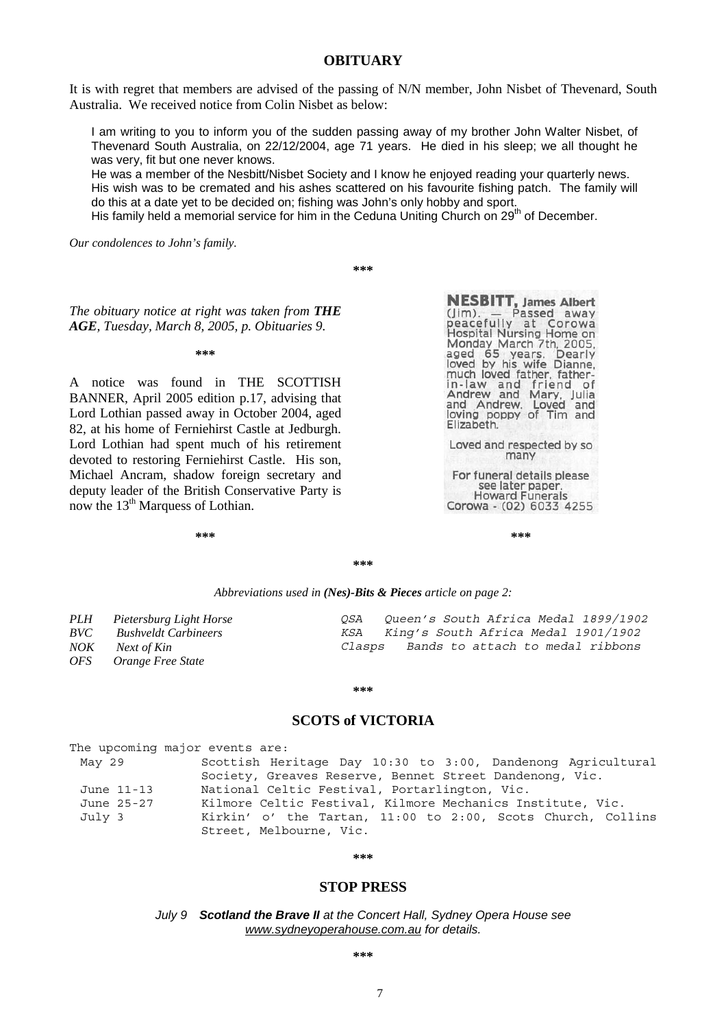## OBITUARY

It is with regret that members are advised of the passing of N/N member, John Nisbet of Thevenard, South Australia. We received notice from Colin Nisbet as below:

> I am writing to you to inform you of the sudden passing away of my brother John Walter Nisbet, of Thevenard South Australia, on 22/12/2004, age 71 years. He died in his sleep; we all thought he was very, fit but one never knows.
> He was a member of the Nesbitt/Nisbet Society and I know he enjoyed reading your quarterly news.
> His wish was to be cremated and his ashes scattered on his favourite fishing patch. The family will do this at a date yet to be decided on; fishing was John's only hobby and sport.
> His family held a memorial service for him in the Ceduna Uniting Church on 29th of December.

*Our condolences to John's family.*

***

*The obituary notice at right was taken from **THE AGE**, Tuesday, March 8, 2005, p. Obituaries 9.*

**NESBITT, James Albert** (Jim). — Passed away peacefully at Corowa Hospital Nursing Home on Monday March 7th, 2005, aged 65 years. Dearly loved by his wife Dianne, much loved father, father-in-law and friend of Andrew and Mary, Julia and Andrew. Loved and loving poppy of Tim and Elizabeth.

Loved and respected by so many

For funeral details please see later paper. Howard Funerals Corowa - (02) 6033 4255

***

A notice was found in THE SCOTTISH BANNER, April 2005 edition p.17, advising that Lord Lothian passed away in October 2004, aged 82, at his home of Ferniehirst Castle at Jedburgh. Lord Lothian had spent much of his retirement devoted to restoring Ferniehirst Castle. His son, Michael Ancram, shadow foreign secretary and deputy leader of the British Conservative Party is now the 13th Marquess of Lothian.

***

***

***

*Abbreviations used in **(Nes)-Bits & Pieces** article on page 2:*

| | |
|---|---|
| *PLH* | *Pietersburg Light Horse* |
| *BVC* | *Bushveldt Carbineers* |
| *NOK* | *Next of Kin* |
| *OFS* | *Orange Free State* |
| *QSA* | *Queen's South Africa Medal 1899/1902* |
| *KSA* | *King's South Africa Medal 1901/1902* |
| *Clasps* | *Bands to attach to medal ribbons* |

***

## SCOTS of VICTORIA

The upcoming major events are:

| | |
|---|---|
| May 29 | Scottish Heritage Day 10:30 to 3:00, Dandenong Agricultural Society, Greaves Reserve, Bennet Street Dandenong, Vic. |
| June 11-13 | National Celtic Festival, Portarlington, Vic. |
| June 25-27 | Kilmore Celtic Festival, Kilmore Mechanics Institute, Vic. |
| July 3 | Kirkin' o' the Tartan, 11:00 to 2:00, Scots Church, Collins Street, Melbourne, Vic. |

***

## STOP PRESS

*July 9 **Scotland the Brave II** at the Concert Hall, Sydney Opera House see www.sydneyoperahouse.com.au for details.*

***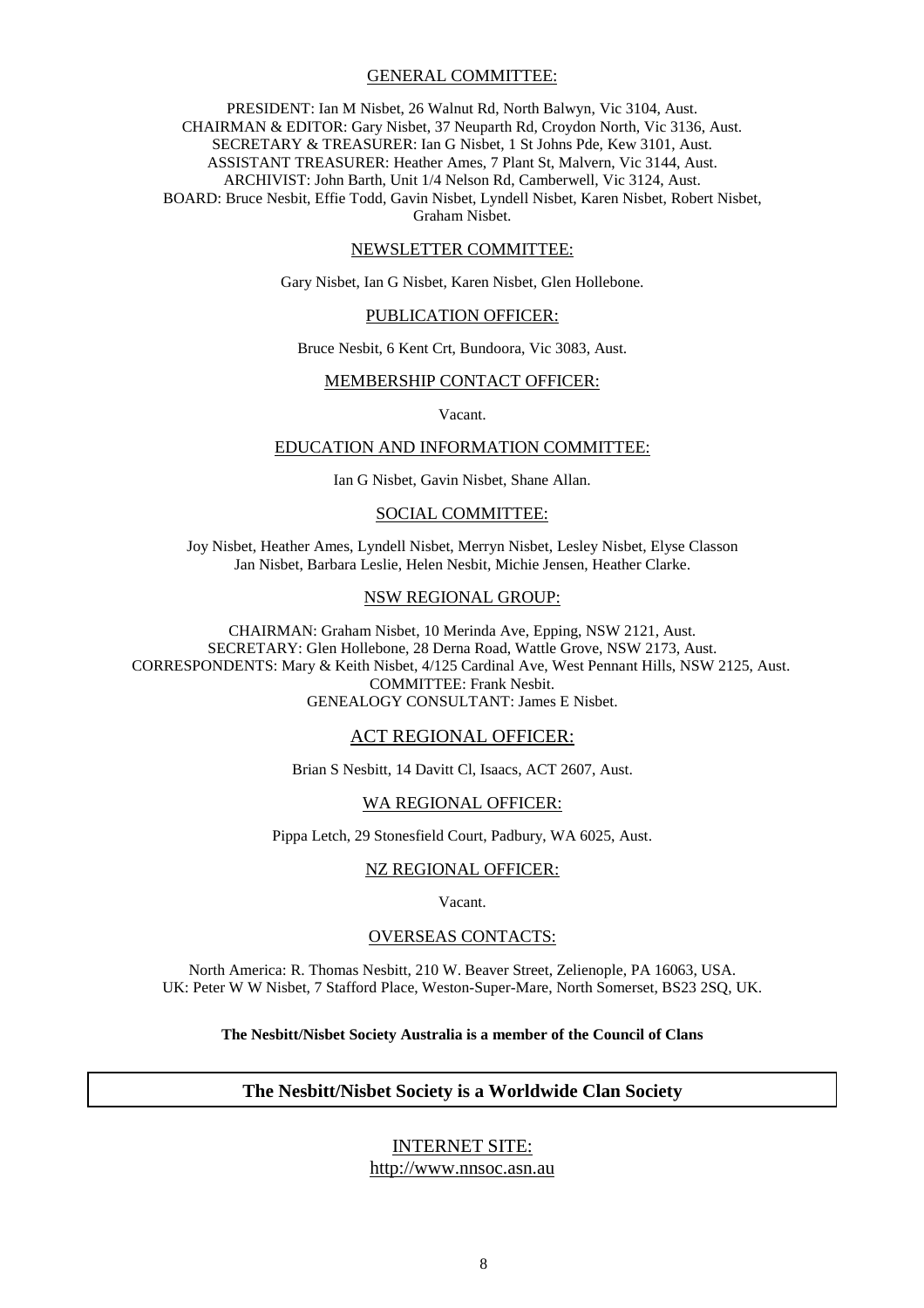## GENERAL COMMITTEE:

PRESIDENT: Ian M Nisbet, 26 Walnut Rd, North Balwyn, Vic 3104, Aust.
CHAIRMAN & EDITOR: Gary Nisbet, 37 Neuparth Rd, Croydon North, Vic 3136, Aust.
SECRETARY & TREASURER: Ian G Nisbet, 1 St Johns Pde, Kew 3101, Aust.
ASSISTANT TREASURER: Heather Ames, 7 Plant St, Malvern, Vic 3144, Aust.
ARCHIVIST: John Barth, Unit 1/4 Nelson Rd, Camberwell, Vic 3124, Aust.
BOARD: Bruce Nesbit, Effie Todd, Gavin Nisbet, Lyndell Nisbet, Karen Nisbet, Robert Nisbet, Graham Nisbet.

## NEWSLETTER COMMITTEE:

Gary Nisbet, Ian G Nisbet, Karen Nisbet, Glen Hollebone.

## PUBLICATION OFFICER:

Bruce Nesbit, 6 Kent Crt, Bundoora, Vic 3083, Aust.

## MEMBERSHIP CONTACT OFFICER:

Vacant.

## EDUCATION AND INFORMATION COMMITTEE:

Ian G Nisbet, Gavin Nisbet, Shane Allan.

## SOCIAL COMMITTEE:

Joy Nisbet, Heather Ames, Lyndell Nisbet, Merryn Nisbet, Lesley Nisbet, Elyse Classon
Jan Nisbet, Barbara Leslie, Helen Nesbit, Michie Jensen, Heather Clarke.

## NSW REGIONAL GROUP:

CHAIRMAN: Graham Nisbet, 10 Merinda Ave, Epping, NSW 2121, Aust.
SECRETARY: Glen Hollebone, 28 Derna Road, Wattle Grove, NSW 2173, Aust.
CORRESPONDENTS: Mary & Keith Nisbet, 4/125 Cardinal Ave, West Pennant Hills, NSW 2125, Aust.
COMMITTEE: Frank Nesbit.
GENEALOGY CONSULTANT: James E Nisbet.

## ACT REGIONAL OFFICER:

Brian S Nesbitt, 14 Davitt Cl, Isaacs, ACT 2607, Aust.

## WA REGIONAL OFFICER:

Pippa Letch, 29 Stonesfield Court, Padbury, WA 6025, Aust.

## NZ REGIONAL OFFICER:

Vacant.

## OVERSEAS CONTACTS:

North America: R. Thomas Nesbitt, 210 W. Beaver Street, Zelienople, PA 16063, USA.
UK: Peter W W Nisbet, 7 Stafford Place, Weston-Super-Mare, North Somerset, BS23 2SQ, UK.

**The Nesbitt/Nisbet Society Australia is a member of the Council of Clans**

**The Nesbitt/Nisbet Society is a Worldwide Clan Society**

## INTERNET SITE:

http://www.nnsoc.asn.au